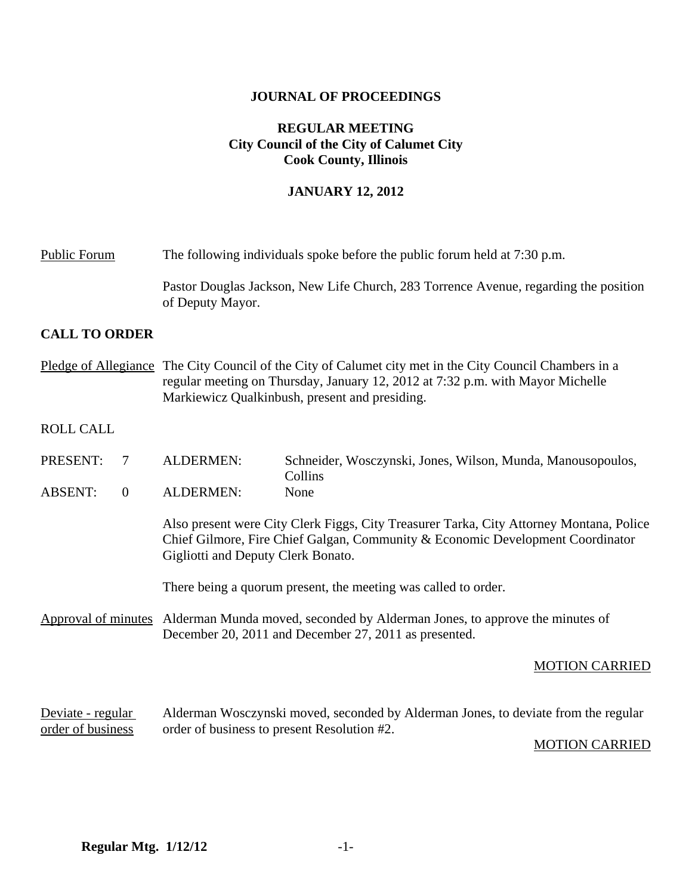**JOURNAL OF PROCEEDINGS**

**REGULAR MEETING**
**City Council of the City of Calumet City**
**Cook County, Illinois**

**JANUARY 12, 2012**

Public Forum — The following individuals spoke before the public forum held at 7:30 p.m.

Pastor Douglas Jackson, New Life Church, 283 Torrence Avenue, regarding the position of Deputy Mayor.

**CALL TO ORDER**

Pledge of Allegiance — The City Council of the City of Calumet city met in the City Council Chambers in a regular meeting on Thursday, January 12, 2012 at 7:32 p.m. with Mayor Michelle Markiewicz Qualkinbush, present and presiding.

ROLL CALL

| | | | |
|---|---|---|---|
| PRESENT: | 7 | ALDERMEN: | Schneider, Wosczynski, Jones, Wilson, Munda, Manousopoulos, Collins |
| ABSENT: | 0 | ALDERMEN: | None |

Also present were City Clerk Figgs, City Treasurer Tarka, City Attorney Montana, Police Chief Gilmore, Fire Chief Galgan, Community & Economic Development Coordinator Gigliotti and Deputy Clerk Bonato.

There being a quorum present, the meeting was called to order.

Approval of minutes — Alderman Munda moved, seconded by Alderman Jones, to approve the minutes of December 20, 2011 and December 27, 2011 as presented.

MOTION CARRIED

Deviate - regular order of business — Alderman Wosczynski moved, seconded by Alderman Jones, to deviate from the regular order of business to present Resolution #2.

MOTION CARRIED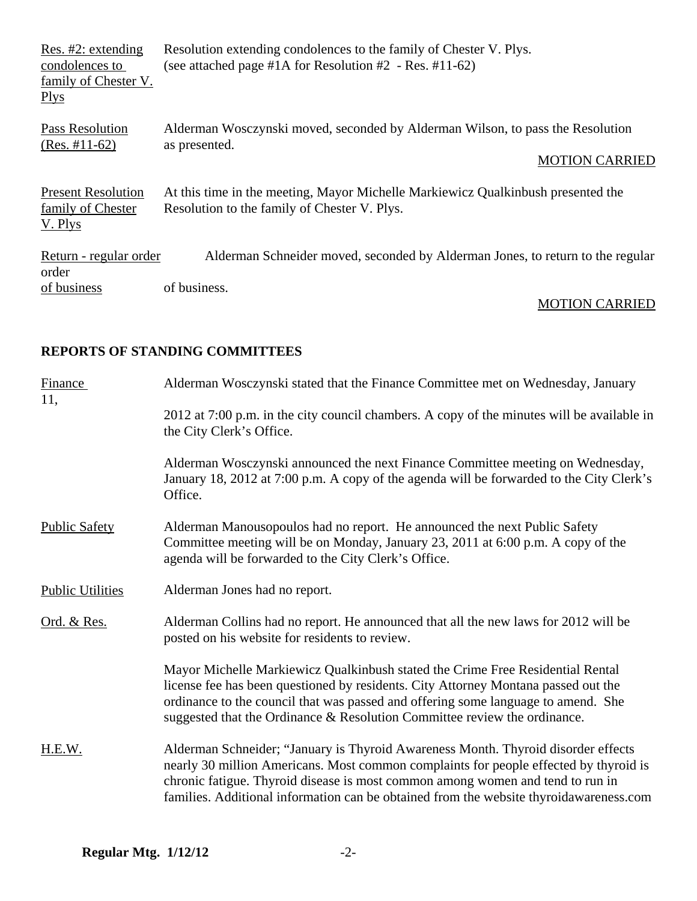Res. #2: extending condolences to family of Chester V. Plys — Resolution extending condolences to the family of Chester V. Plys. (see attached page #1A for Resolution #2 - Res. #11-62)

Pass Resolution (Res. #11-62) — Alderman Wosczynski moved, seconded by Alderman Wilson, to pass the Resolution as presented.

MOTION CARRIED

Present Resolution family of Chester V. Plys — At this time in the meeting, Mayor Michelle Markiewicz Qualkinbush presented the Resolution to the family of Chester V. Plys.

Return - regular order of business — Alderman Schneider moved, seconded by Alderman Jones, to return to the regular order of business.

MOTION CARRIED

## REPORTS OF STANDING COMMITTEES

Finance — Alderman Wosczynski stated that the Finance Committee met on Wednesday, January 11, 2012 at 7:00 p.m. in the city council chambers. A copy of the minutes will be available in the City Clerk's Office.

Alderman Wosczynski announced the next Finance Committee meeting on Wednesday, January 18, 2012 at 7:00 p.m. A copy of the agenda will be forwarded to the City Clerk's Office.

Public Safety — Alderman Manousopoulos had no report. He announced the next Public Safety Committee meeting will be on Monday, January 23, 2011 at 6:00 p.m. A copy of the agenda will be forwarded to the City Clerk's Office.

Public Utilities — Alderman Jones had no report.

Ord. & Res. — Alderman Collins had no report. He announced that all the new laws for 2012 will be posted on his website for residents to review.

Mayor Michelle Markiewicz Qualkinbush stated the Crime Free Residential Rental license fee has been questioned by residents. City Attorney Montana passed out the ordinance to the council that was passed and offering some language to amend. She suggested that the Ordinance & Resolution Committee review the ordinance.

H.E.W. — Alderman Schneider; "January is Thyroid Awareness Month. Thyroid disorder effects nearly 30 million Americans. Most common complaints for people effected by thyroid is chronic fatigue. Thyroid disease is most common among women and tend to run in families. Additional information can be obtained from the website thyroidawareness.com

Regular Mtg. 1/12/12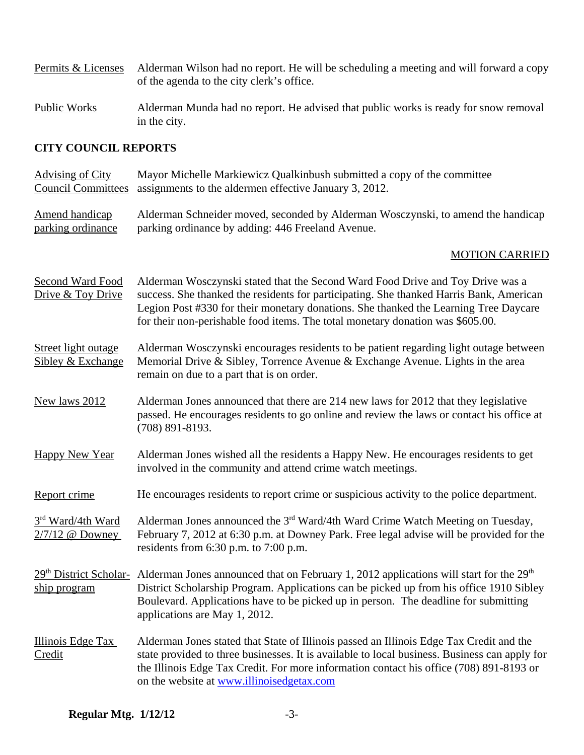Permits & Licenses — Alderman Wilson had no report. He will be scheduling a meeting and will forward a copy of the agenda to the city clerk's office.

Public Works — Alderman Munda had no report. He advised that public works is ready for snow removal in the city.

**CITY COUNCIL REPORTS**

Advising of City Council Committees — Mayor Michelle Markiewicz Qualkinbush submitted a copy of the committee assignments to the aldermen effective January 3, 2012.

Amend handicap parking ordinance — Alderman Schneider moved, seconded by Alderman Wosczynski, to amend the handicap parking ordinance by adding: 446 Freeland Avenue.

MOTION CARRIED

Second Ward Food Drive & Toy Drive — Alderman Wosczynski stated that the Second Ward Food Drive and Toy Drive was a success. She thanked the residents for participating. She thanked Harris Bank, American Legion Post #330 for their monetary donations. She thanked the Learning Tree Daycare for their non-perishable food items. The total monetary donation was $605.00.

Street light outage Sibley & Exchange — Alderman Wosczynski encourages residents to be patient regarding light outage between Memorial Drive & Sibley, Torrence Avenue & Exchange Avenue. Lights in the area remain on due to a part that is on order.

New laws 2012 — Alderman Jones announced that there are 214 new laws for 2012 that they legislative passed. He encourages residents to go online and review the laws or contact his office at (708) 891-8193.

Happy New Year — Alderman Jones wished all the residents a Happy New. He encourages residents to get involved in the community and attend crime watch meetings.

Report crime — He encourages residents to report crime or suspicious activity to the police department.

3rd Ward/4th Ward 2/7/12 @ Downey — Alderman Jones announced the 3rd Ward/4th Ward Crime Watch Meeting on Tuesday, February 7, 2012 at 6:30 p.m. at Downey Park. Free legal advise will be provided for the residents from 6:30 p.m. to 7:00 p.m.

29th District Scholarship program — Alderman Jones announced that on February 1, 2012 applications will start for the 29th District Scholarship Program. Applications can be picked up from his office 1910 Sibley Boulevard. Applications have to be picked up in person. The deadline for submitting applications are May 1, 2012.

Illinois Edge Tax Credit — Alderman Jones stated that State of Illinois passed an Illinois Edge Tax Credit and the state provided to three businesses. It is available to local business. Business can apply for the Illinois Edge Tax Credit. For more information contact his office (708) 891-8193 or on the website at www.illinoisedgetax.com

**Regular Mtg. 1/12/12**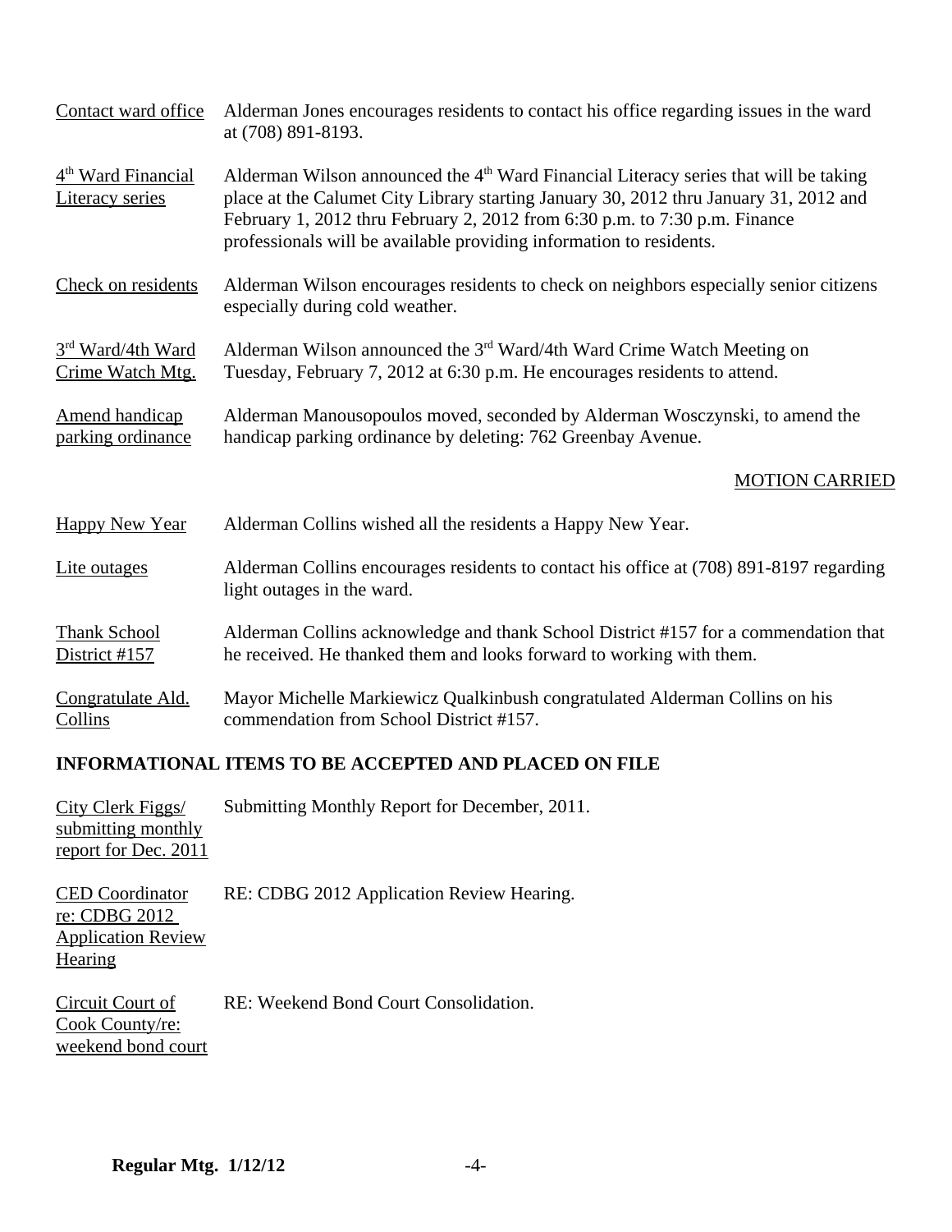Contact ward office — Alderman Jones encourages residents to contact his office regarding issues in the ward at (708) 891-8193.

4th Ward Financial Literacy series — Alderman Wilson announced the 4th Ward Financial Literacy series that will be taking place at the Calumet City Library starting January 30, 2012 thru January 31, 2012 and February 1, 2012 thru February 2, 2012 from 6:30 p.m. to 7:30 p.m. Finance professionals will be available providing information to residents.

Check on residents — Alderman Wilson encourages residents to check on neighbors especially senior citizens especially during cold weather.

3rd Ward/4th Ward Crime Watch Mtg. — Alderman Wilson announced the 3rd Ward/4th Ward Crime Watch Meeting on Tuesday, February 7, 2012 at 6:30 p.m. He encourages residents to attend.

Amend handicap parking ordinance — Alderman Manousopoulos moved, seconded by Alderman Wosczynski, to amend the handicap parking ordinance by deleting: 762 Greenbay Avenue.

MOTION CARRIED

Happy New Year — Alderman Collins wished all the residents a Happy New Year.

Lite outages — Alderman Collins encourages residents to contact his office at (708) 891-8197 regarding light outages in the ward.

Thank School District #157 — Alderman Collins acknowledge and thank School District #157 for a commendation that he received. He thanked them and looks forward to working with them.

Congratulate Ald. Collins — Mayor Michelle Markiewicz Qualkinbush congratulated Alderman Collins on his commendation from School District #157.

## INFORMATIONAL ITEMS TO BE ACCEPTED AND PLACED ON FILE

City Clerk Figgs/ submitting monthly report for Dec. 2011 — Submitting Monthly Report for December, 2011.

CED Coordinator re: CDBG 2012 Application Review Hearing — RE: CDBG 2012 Application Review Hearing.

Circuit Court of Cook County/re: weekend bond court — RE: Weekend Bond Court Consolidation.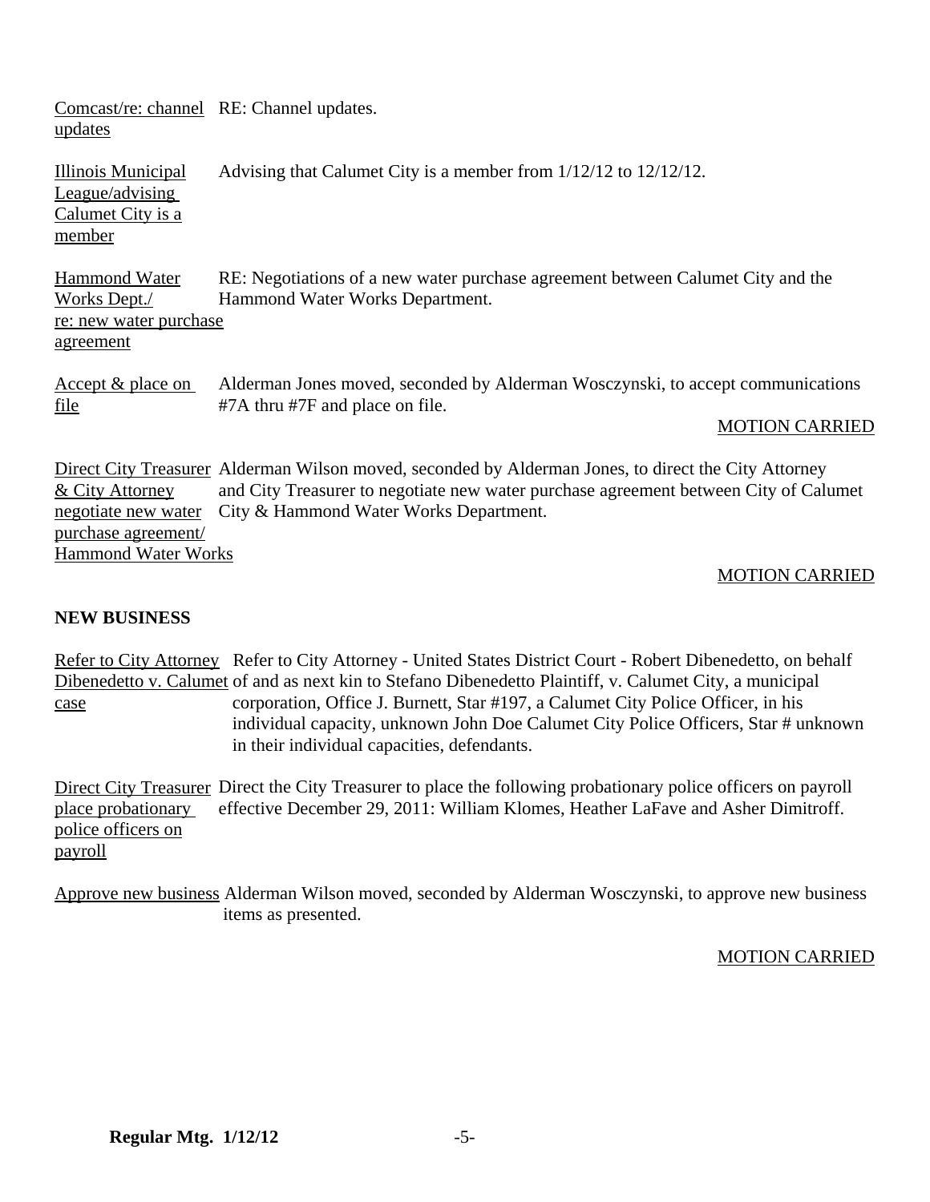Comcast/re: channel updates — RE: Channel updates.

Illinois Municipal League/advising Calumet City is a member — Advising that Calumet City is a member from 1/12/12 to 12/12/12.

Hammond Water Works Dept./ re: new water purchase agreement — RE: Negotiations of a new water purchase agreement between Calumet City and the Hammond Water Works Department.

Accept & place on file — Alderman Jones moved, seconded by Alderman Wosczynski, to accept communications #7A thru #7F and place on file.

MOTION CARRIED

Direct City Treasurer & City Attorney negotiate new water purchase agreement/ Hammond Water Works — Alderman Wilson moved, seconded by Alderman Jones, to direct the City Attorney and City Treasurer to negotiate new water purchase agreement between City of Calumet City & Hammond Water Works Department.

MOTION CARRIED

## NEW BUSINESS

Refer to City Attorney Dibenedetto v. Calumet case — Refer to City Attorney - United States District Court - Robert Dibenedetto, on behalf of and as next kin to Stefano Dibenedetto Plaintiff, v. Calumet City, a municipal corporation, Office J. Burnett, Star #197, a Calumet City Police Officer, in his individual capacity, unknown John Doe Calumet City Police Officers, Star # unknown in their individual capacities, defendants.

Direct City Treasurer place probationary police officers on payroll — Direct the City Treasurer to place the following probationary police officers on payroll effective December 29, 2011: William Klomes, Heather LaFave and Asher Dimitroff.

Approve new business — Alderman Wilson moved, seconded by Alderman Wosczynski, to approve new business items as presented.

MOTION CARRIED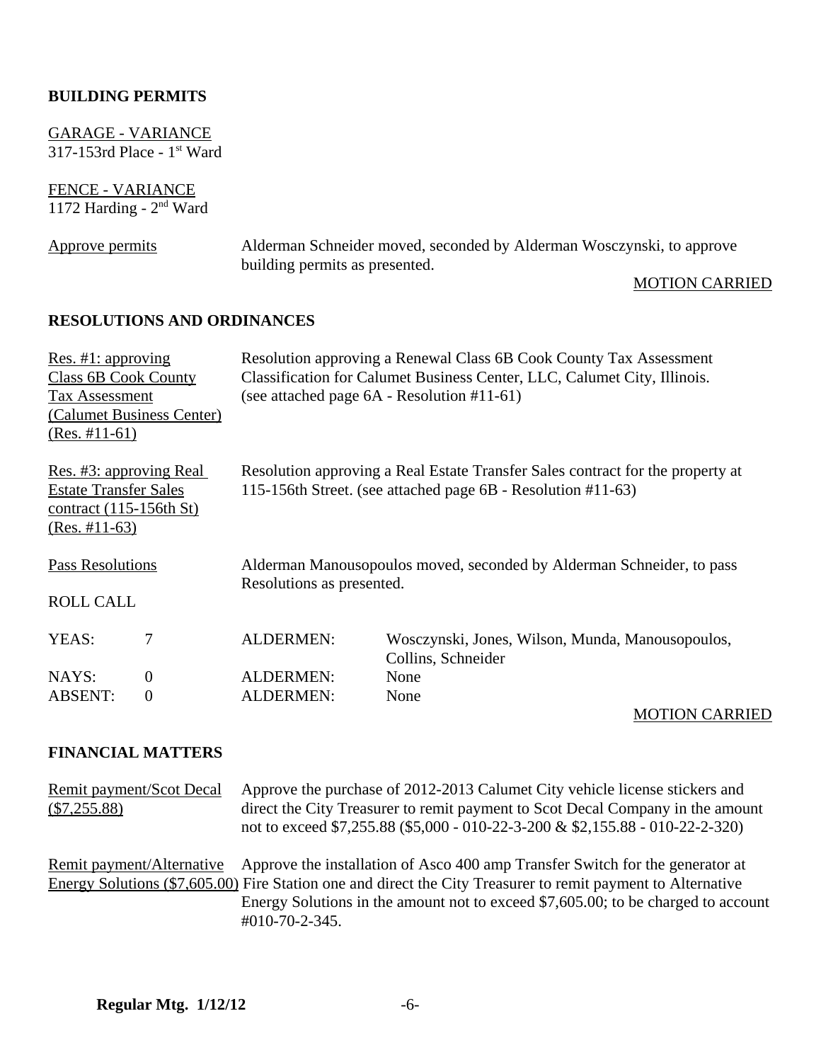**BUILDING PERMITS**

GARAGE - VARIANCE
317-153rd Place - 1st Ward

FENCE - VARIANCE
1172 Harding - 2nd Ward

Approve permits — Alderman Schneider moved, seconded by Alderman Wosczynski, to approve building permits as presented.

MOTION CARRIED

**RESOLUTIONS AND ORDINANCES**

Res. #1: approving Class 6B Cook County Tax Assessment (Calumet Business Center) (Res. #11-61) — Resolution approving a Renewal Class 6B Cook County Tax Assessment Classification for Calumet Business Center, LLC, Calumet City, Illinois. (see attached page 6A - Resolution #11-61)

Res. #3: approving Real Estate Transfer Sales contract (115-156th St) (Res. #11-63) — Resolution approving a Real Estate Transfer Sales contract for the property at 115-156th Street. (see attached page 6B - Resolution #11-63)

Pass Resolutions — Alderman Manousopoulos moved, seconded by Alderman Schneider, to pass Resolutions as presented.

ROLL CALL

| | | | |
|---|---|---|---|
| YEAS: | 7 | ALDERMEN: | Wosczynski, Jones, Wilson, Munda, Manousopoulos, Collins, Schneider |
| NAYS: | 0 | ALDERMEN: | None |
| ABSENT: | 0 | ALDERMEN: | None |

MOTION CARRIED

**FINANCIAL MATTERS**

Remit payment/Scot Decal ($7,255.88) — Approve the purchase of 2012-2013 Calumet City vehicle license stickers and direct the City Treasurer to remit payment to Scot Decal Company in the amount not to exceed $7,255.88 ($5,000 - 010-22-3-200 & $2,155.88 - 010-22-2-320)

Remit payment/Alternative Energy Solutions ($7,605.00) — Approve the installation of Asco 400 amp Transfer Switch for the generator at Fire Station one and direct the City Treasurer to remit payment to Alternative Energy Solutions in the amount not to exceed $7,605.00; to be charged to account #010-70-2-345.

**Regular Mtg. 1/12/12**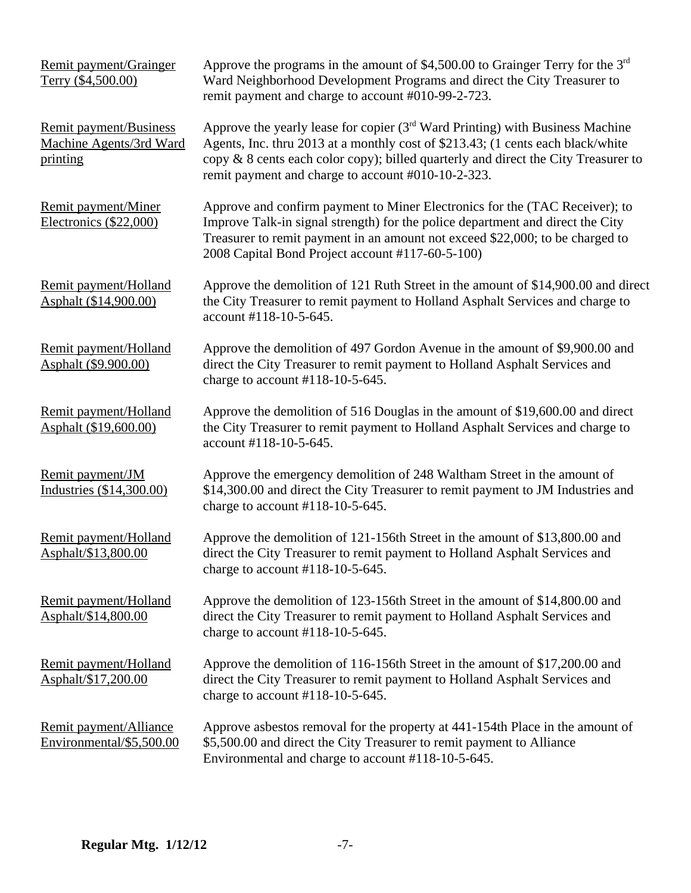| | |
|---|---|
| Remit payment/Grainger Terry ($4,500.00) | Approve the programs in the amount of $4,500.00 to Grainger Terry for the 3rd Ward Neighborhood Development Programs and direct the City Treasurer to remit payment and charge to account #010-99-2-723. |
| Remit payment/Business Machine Agents/3rd Ward printing | Approve the yearly lease for copier (3rd Ward Printing) with Business Machine Agents, Inc. thru 2013 at a monthly cost of $213.43; (1 cents each black/white copy & 8 cents each color copy); billed quarterly and direct the City Treasurer to remit payment and charge to account #010-10-2-323. |
| Remit payment/Miner Electronics ($22,000) | Approve and confirm payment to Miner Electronics for the (TAC Receiver); to Improve Talk-in signal strength) for the police department and direct the City Treasurer to remit payment in an amount not exceed $22,000; to be charged to 2008 Capital Bond Project account #117-60-5-100) |
| Remit payment/Holland Asphalt ($14,900.00) | Approve the demolition of 121 Ruth Street in the amount of $14,900.00 and direct the City Treasurer to remit payment to Holland Asphalt Services and charge to account #118-10-5-645. |
| Remit payment/Holland Asphalt ($9.900.00) | Approve the demolition of 497 Gordon Avenue in the amount of $9,900.00 and direct the City Treasurer to remit payment to Holland Asphalt Services and charge to account #118-10-5-645. |
| Remit payment/Holland Asphalt ($19,600.00) | Approve the demolition of 516 Douglas in the amount of $19,600.00 and direct the City Treasurer to remit payment to Holland Asphalt Services and charge to account #118-10-5-645. |
| Remit payment/JM Industries ($14,300.00) | Approve the emergency demolition of 248 Waltham Street in the amount of $14,300.00 and direct the City Treasurer to remit payment to JM Industries and charge to account #118-10-5-645. |
| Remit payment/Holland Asphalt/$13,800.00 | Approve the demolition of 121-156th Street in the amount of $13,800.00 and direct the City Treasurer to remit payment to Holland Asphalt Services and charge to account #118-10-5-645. |
| Remit payment/Holland Asphalt/$14,800.00 | Approve the demolition of 123-156th Street in the amount of $14,800.00 and direct the City Treasurer to remit payment to Holland Asphalt Services and charge to account #118-10-5-645. |
| Remit payment/Holland Asphalt/$17,200.00 | Approve the demolition of 116-156th Street in the amount of $17,200.00 and direct the City Treasurer to remit payment to Holland Asphalt Services and charge to account #118-10-5-645. |
| Remit payment/Alliance Environmental/$5,500.00 | Approve asbestos removal for the property at 441-154th Place in the amount of $5,500.00 and direct the City Treasurer to remit payment to Alliance Environmental and charge to account #118-10-5-645. |

**Regular Mtg. 1/12/12**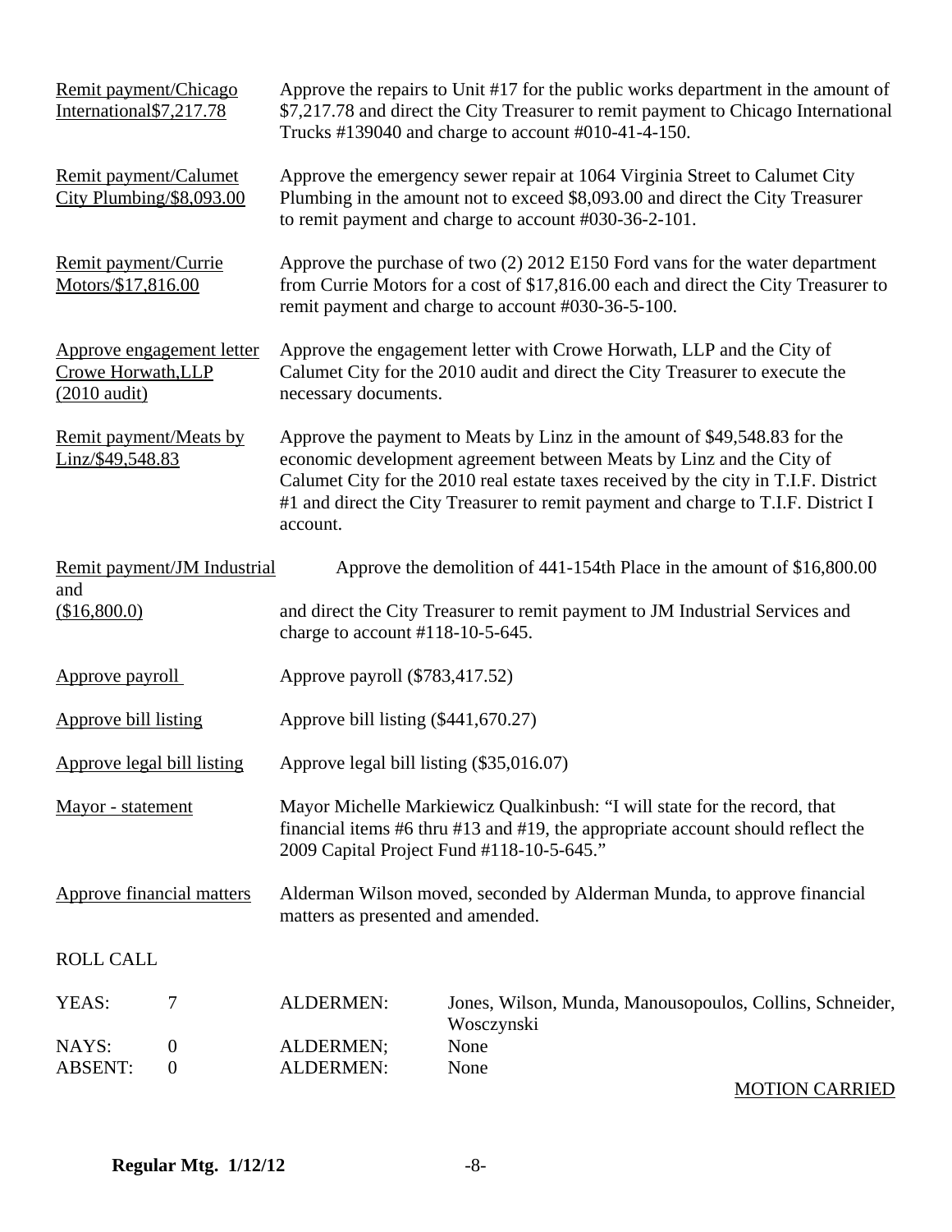Remit payment/Chicago International$7,217.78 — Approve the repairs to Unit #17 for the public works department in the amount of $7,217.78 and direct the City Treasurer to remit payment to Chicago International Trucks #139040 and charge to account #010-41-4-150.

Remit payment/Calumet City Plumbing/$8,093.00 — Approve the emergency sewer repair at 1064 Virginia Street to Calumet City Plumbing in the amount not to exceed $8,093.00 and direct the City Treasurer to remit payment and charge to account #030-36-2-101.

Remit payment/Currie Motors/$17,816.00 — Approve the purchase of two (2) 2012 E150 Ford vans for the water department from Currie Motors for a cost of $17,816.00 each and direct the City Treasurer to remit payment and charge to account #030-36-5-100.

Approve engagement letter Crowe Horwath,LLP (2010 audit) — Approve the engagement letter with Crowe Horwath, LLP and the City of Calumet City for the 2010 audit and direct the City Treasurer to execute the necessary documents.

Remit payment/Meats by Linz/$49,548.83 — Approve the payment to Meats by Linz in the amount of $49,548.83 for the economic development agreement between Meats by Linz and the City of Calumet City for the 2010 real estate taxes received by the city in T.I.F. District #1 and direct the City Treasurer to remit payment and charge to T.I.F. District I account.

Remit payment/JM Industrial and ($16,800.0) — Approve the demolition of 441-154th Place in the amount of $16,800.00 and direct the City Treasurer to remit payment to JM Industrial Services and charge to account #118-10-5-645.

Approve payroll — Approve payroll ($783,417.52)

Approve bill listing — Approve bill listing ($441,670.27)

Approve legal bill listing — Approve legal bill listing ($35,016.07)

Mayor - statement — Mayor Michelle Markiewicz Qualkinbush: "I will state for the record, that financial items #6 thru #13 and #19, the appropriate account should reflect the 2009 Capital Project Fund #118-10-5-645."

Approve financial matters — Alderman Wilson moved, seconded by Alderman Munda, to approve financial matters as presented and amended.

ROLL CALL

| | | | |
|---|---|---|---|
| YEAS: | 7 | ALDERMEN: | Jones, Wilson, Munda, Manousopoulos, Collins, Schneider, Wosczynski |
| NAYS: | 0 | ALDERMEN; | None |
| ABSENT: | 0 | ALDERMEN: | None |

MOTION CARRIED

**Regular Mtg. 1/12/12**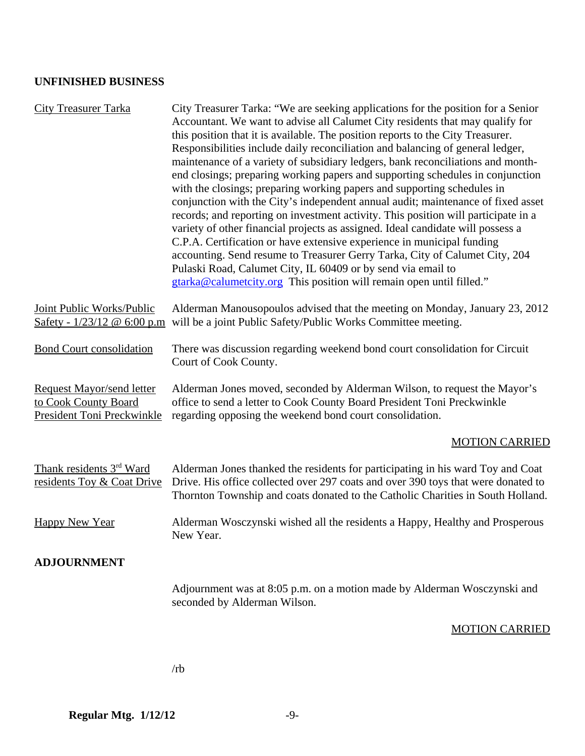**UNFINISHED BUSINESS**

| | |
|---|---|
| City Treasurer Tarka | City Treasurer Tarka: "We are seeking applications for the position for a Senior Accountant. We want to advise all Calumet City residents that may qualify for this position that it is available. The position reports to the City Treasurer. Responsibilities include daily reconciliation and balancing of general ledger, maintenance of a variety of subsidiary ledgers, bank reconciliations and month-end closings; preparing working papers and supporting schedules in conjunction with the closings; preparing working papers and supporting schedules in conjunction with the City's independent annual audit; maintenance of fixed asset records; and reporting on investment activity. This position will participate in a variety of other financial projects as assigned. Ideal candidate will possess a C.P.A. Certification or have extensive experience in municipal funding accounting. Send resume to Treasurer Gerry Tarka, City of Calumet City, 204 Pulaski Road, Calumet City, IL 60409 or by send via email to gtarka@calumetcity.org This position will remain open until filled." |
| Joint Public Works/Public Safety - 1/23/12 @ 6:00 p.m | Alderman Manousopoulos advised that the meeting on Monday, January 23, 2012 will be a joint Public Safety/Public Works Committee meeting. |
| Bond Court consolidation | There was discussion regarding weekend bond court consolidation for Circuit Court of Cook County. |
| Request Mayor/send letter to Cook County Board President Toni Preckwinkle | Alderman Jones moved, seconded by Alderman Wilson, to request the Mayor's office to send a letter to Cook County Board President Toni Preckwinkle regarding opposing the weekend bond court consolidation. |

MOTION CARRIED

| | |
|---|---|
| Thank residents 3rd Ward residents Toy & Coat Drive | Alderman Jones thanked the residents for participating in his ward Toy and Coat Drive. His office collected over 297 coats and over 390 toys that were donated to Thornton Township and coats donated to the Catholic Charities in South Holland. |
| Happy New Year | Alderman Wosczynski wished all the residents a Happy, Healthy and Prosperous New Year. |

**ADJOURNMENT**

Adjournment was at 8:05 p.m. on a motion made by Alderman Wosczynski and seconded by Alderman Wilson.

MOTION CARRIED

/rb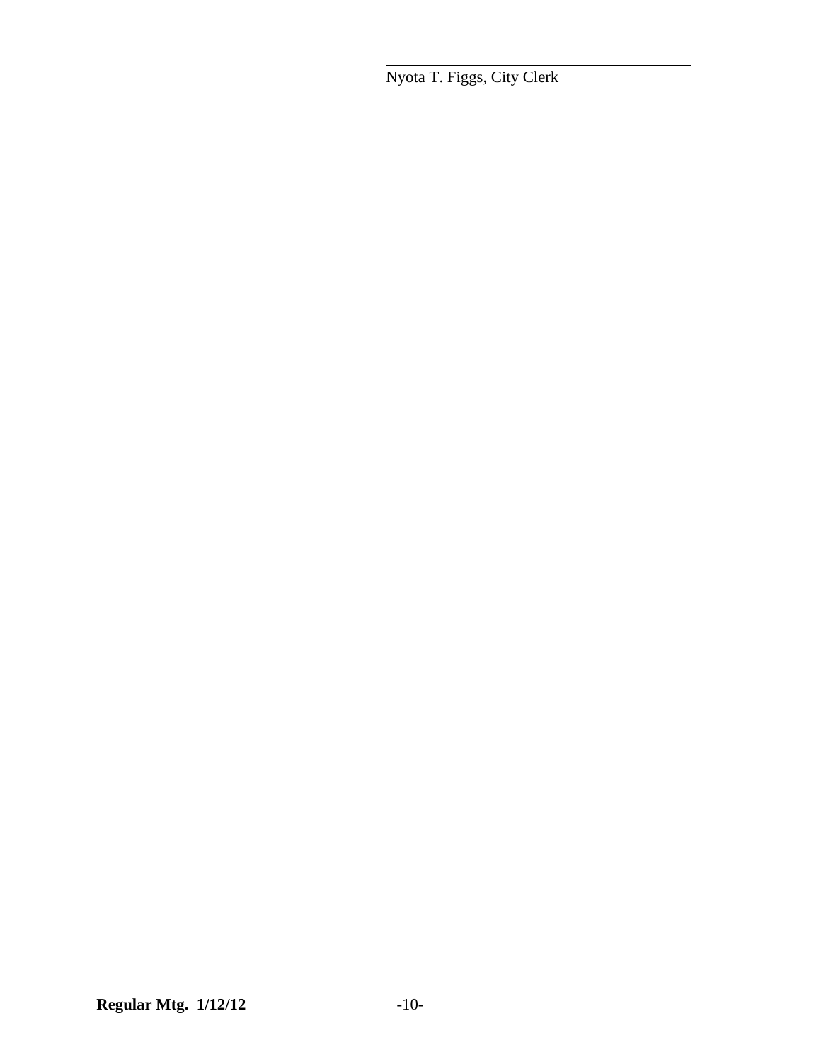\_\_\_\_\_\_\_\_\_\_\_\_\_\_\_\_\_\_\_\_\_\_\_\_\_\_\_\_\_\_\_\_\_\_\_\_\_\_

Nyota T. Figgs, City Clerk